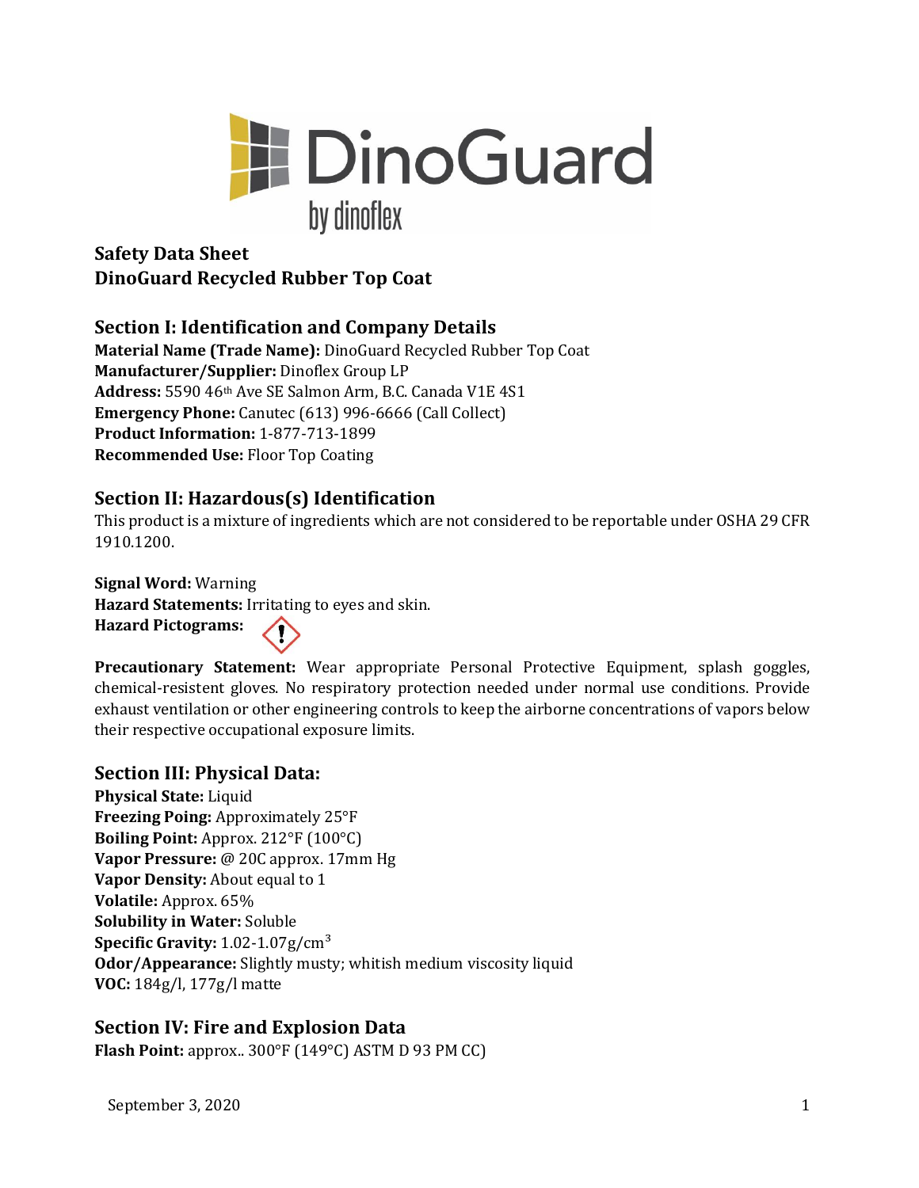DinoGuard
by dinoflex

# Safety Data Sheet
# DinoGuard Recycled Rubber Top Coat

## Section I: Identification and Company Details

**Material Name (Trade Name):** DinoGuard Recycled Rubber Top Coat
**Manufacturer/Supplier:** Dinoflex Group LP
**Address:** 5590 46th Ave SE Salmon Arm, B.C. Canada V1E 4S1
**Emergency Phone:** Canutec (613) 996-6666 (Call Collect)
**Product Information:** 1-877-713-1899
**Recommended Use:** Floor Top Coating

## Section II: Hazardous(s) Identification

This product is a mixture of ingredients which are not considered to be reportable under OSHA 29 CFR 1910.1200.

**Signal Word:** Warning
**Hazard Statements:** Irritating to eyes and skin.
**Hazard Pictograms:** ❗

**Precautionary Statement:** Wear appropriate Personal Protective Equipment, splash goggles, chemical-resistent gloves. No respiratory protection needed under normal use conditions. Provide exhaust ventilation or other engineering controls to keep the airborne concentrations of vapors below their respective occupational exposure limits.

## Section III: Physical Data:

**Physical State:** Liquid
**Freezing Poing:** Approximately 25°F
**Boiling Point:** Approx. 212°F (100°C)
**Vapor Pressure:** @ 20C approx. 17mm Hg
**Vapor Density:** About equal to 1
**Volatile:** Approx. 65%
**Solubility in Water:** Soluble
**Specific Gravity:** 1.02-1.07g/cm$^3$
**Odor/Appearance:** Slightly musty; whitish medium viscosity liquid
**VOC:** 184g/l, 177g/l matte

## Section IV: Fire and Explosion Data

**Flash Point:** approx.. 300°F (149°C) ASTM D 93 PM CC)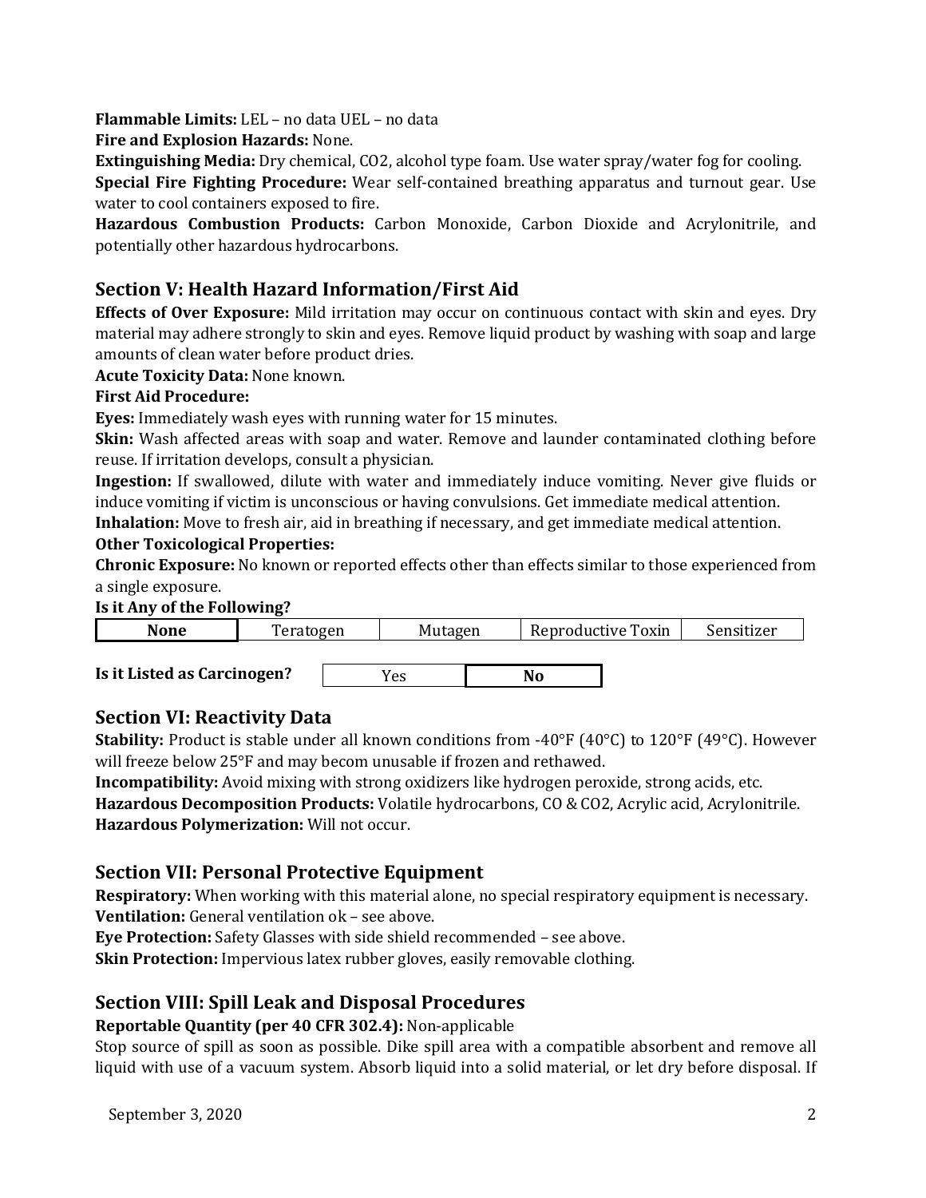**Flammable Limits:** LEL – no data UEL – no data

**Fire and Explosion Hazards:** None.

**Extinguishing Media:** Dry chemical, CO2, alcohol type foam. Use water spray/water fog for cooling.

**Special Fire Fighting Procedure:** Wear self-contained breathing apparatus and turnout gear. Use water to cool containers exposed to fire.

**Hazardous Combustion Products:** Carbon Monoxide, Carbon Dioxide and Acrylonitrile, and potentially other hazardous hydrocarbons.

## Section V: Health Hazard Information/First Aid

**Effects of Over Exposure:** Mild irritation may occur on continuous contact with skin and eyes. Dry material may adhere strongly to skin and eyes. Remove liquid product by washing with soap and large amounts of clean water before product dries.

**Acute Toxicity Data:** None known.

**First Aid Procedure:**

**Eyes:** Immediately wash eyes with running water for 15 minutes.

**Skin:** Wash affected areas with soap and water. Remove and launder contaminated clothing before reuse. If irritation develops, consult a physician.

**Ingestion:** If swallowed, dilute with water and immediately induce vomiting. Never give fluids or induce vomiting if victim is unconscious or having convulsions. Get immediate medical attention.

**Inhalation:** Move to fresh air, aid in breathing if necessary, and get immediate medical attention.

**Other Toxicological Properties:**

**Chronic Exposure:** No known or reported effects other than effects similar to those experienced from a single exposure.

**Is it Any of the Following?**

| **None** | Teratogen | Mutagen | Reproductive Toxin | Sensitizer |
|---|---|---|---|---|

**Is it Listed as Carcinogen?**

| Yes | **No** |
|---|---|

## Section VI: Reactivity Data

**Stability:** Product is stable under all known conditions from -40°F (40°C) to 120°F (49°C). However will freeze below 25°F and may becom unusable if frozen and rethawed.

**Incompatibility:** Avoid mixing with strong oxidizers like hydrogen peroxide, strong acids, etc.

**Hazardous Decomposition Products:** Volatile hydrocarbons, CO & CO2, Acrylic acid, Acrylonitrile.

**Hazardous Polymerization:** Will not occur.

## Section VII: Personal Protective Equipment

**Respiratory:** When working with this material alone, no special respiratory equipment is necessary.

**Ventilation:** General ventilation ok – see above.

**Eye Protection:** Safety Glasses with side shield recommended – see above.

**Skin Protection:** Impervious latex rubber gloves, easily removable clothing.

## Section VIII: Spill Leak and Disposal Procedures

**Reportable Quantity (per 40 CFR 302.4):** Non-applicable

Stop source of spill as soon as possible. Dike spill area with a compatible absorbent and remove all liquid with use of a vacuum system. Absorb liquid into a solid material, or let dry before disposal. If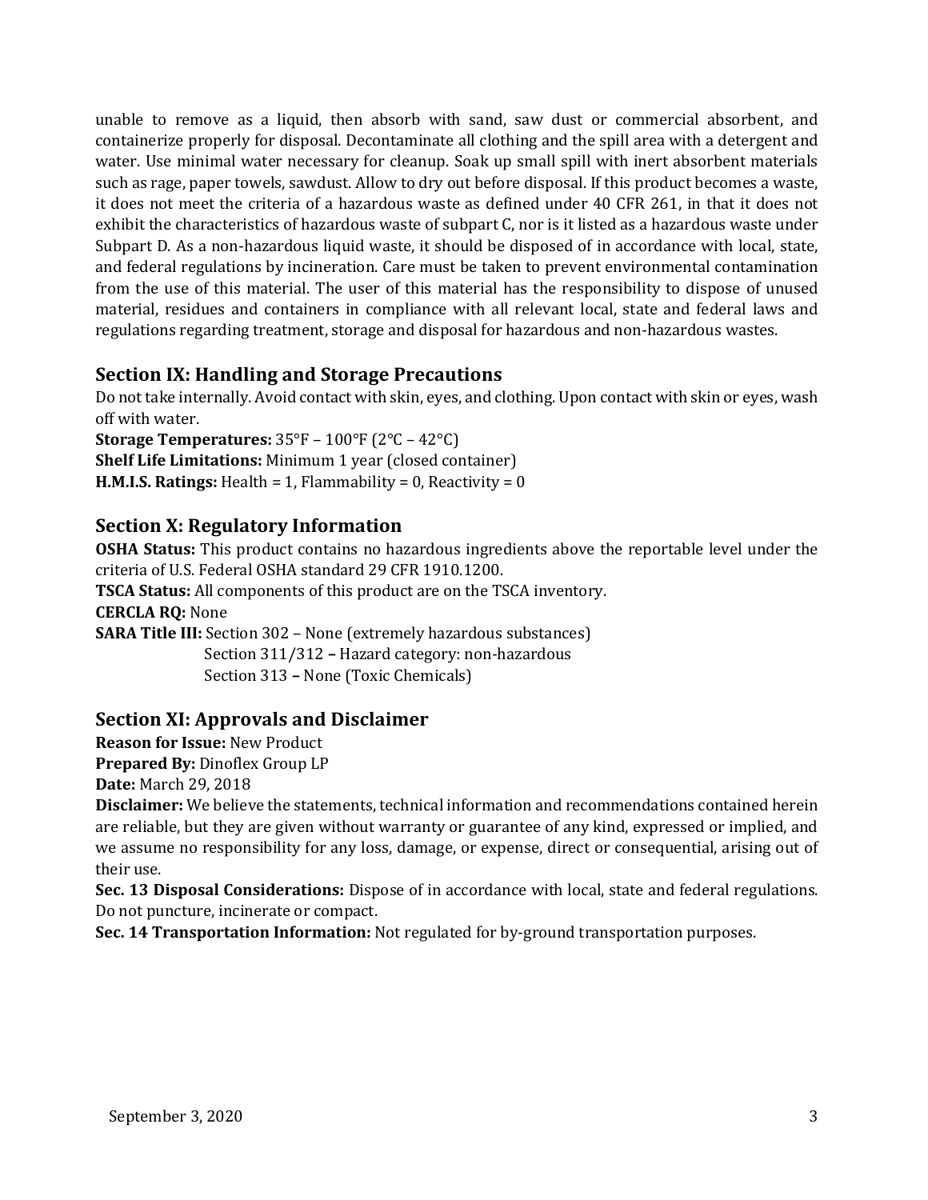unable to remove as a liquid, then absorb with sand, saw dust or commercial absorbent, and containerize properly for disposal. Decontaminate all clothing and the spill area with a detergent and water. Use minimal water necessary for cleanup. Soak up small spill with inert absorbent materials such as rage, paper towels, sawdust. Allow to dry out before disposal. If this product becomes a waste, it does not meet the criteria of a hazardous waste as defined under 40 CFR 261, in that it does not exhibit the characteristics of hazardous waste of subpart C, nor is it listed as a hazardous waste under Subpart D. As a non-hazardous liquid waste, it should be disposed of in accordance with local, state, and federal regulations by incineration. Care must be taken to prevent environmental contamination from the use of this material. The user of this material has the responsibility to dispose of unused material, residues and containers in compliance with all relevant local, state and federal laws and regulations regarding treatment, storage and disposal for hazardous and non-hazardous wastes.

## Section IX: Handling and Storage Precautions

Do not take internally. Avoid contact with skin, eyes, and clothing. Upon contact with skin or eyes, wash off with water.

**Storage Temperatures:** 35°F – 100°F (2°C – 42°C)

**Shelf Life Limitations:** Minimum 1 year (closed container)

**H.M.I.S. Ratings:** Health = 1, Flammability = 0, Reactivity = 0

## Section X: Regulatory Information

**OSHA Status:** This product contains no hazardous ingredients above the reportable level under the criteria of U.S. Federal OSHA standard 29 CFR 1910.1200.

**TSCA Status:** All components of this product are on the TSCA inventory.

**CERCLA RQ:** None

**SARA Title III:** Section 302 – None (extremely hazardous substances)
Section 311/312 **–** Hazard category: non-hazardous
Section 313 **–** None (Toxic Chemicals)

## Section XI: Approvals and Disclaimer

**Reason for Issue:** New Product

**Prepared By:** Dinoflex Group LP

**Date:** March 29, 2018

**Disclaimer:** We believe the statements, technical information and recommendations contained herein are reliable, but they are given without warranty or guarantee of any kind, expressed or implied, and we assume no responsibility for any loss, damage, or expense, direct or consequential, arising out of their use.

**Sec. 13 Disposal Considerations:** Dispose of in accordance with local, state and federal regulations. Do not puncture, incinerate or compact.

**Sec. 14 Transportation Information:** Not regulated for by-ground transportation purposes.